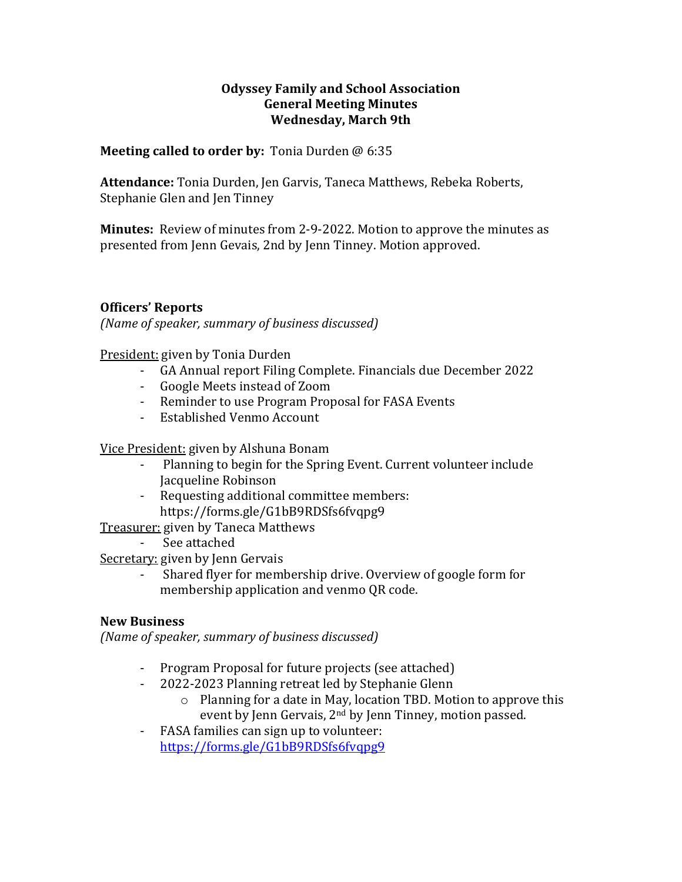**Odyssey Family and School Association**
**General Meeting Minutes**
**Wednesday, March 9th**

**Meeting called to order by:** Tonia Durden @ 6:35

**Attendance:** Tonia Durden, Jen Garvis, Taneca Matthews, Rebeka Roberts, Stephanie Glen and Jen Tinney

**Minutes:** Review of minutes from 2-9-2022. Motion to approve the minutes as presented from Jenn Gevais, 2nd by Jenn Tinney. Motion approved.

## Officers' Reports

*(Name of speaker, summary of business discussed)*

<u>President:</u> given by Tonia Durden

- GA Annual report Filing Complete. Financials due December 2022
- Google Meets instead of Zoom
- Reminder to use Program Proposal for FASA Events
- Established Venmo Account

<u>Vice President:</u> given by Alshuna Bonam

- Planning to begin for the Spring Event. Current volunteer include Jacqueline Robinson
- Requesting additional committee members: https://forms.gle/G1bB9RDSfs6fvqpg9

<u>Treasurer:</u> given by Taneca Matthews

- See attached

<u>Secretary:</u> given by Jenn Gervais

- Shared flyer for membership drive. Overview of google form for membership application and venmo QR code.

## New Business

*(Name of speaker, summary of business discussed)*

- Program Proposal for future projects (see attached)
- 2022-2023 Planning retreat led by Stephanie Glenn
  - Planning for a date in May, location TBD. Motion to approve this event by Jenn Gervais, 2nd by Jenn Tinney, motion passed.
- FASA families can sign up to volunteer: https://forms.gle/G1bB9RDSfs6fvqpg9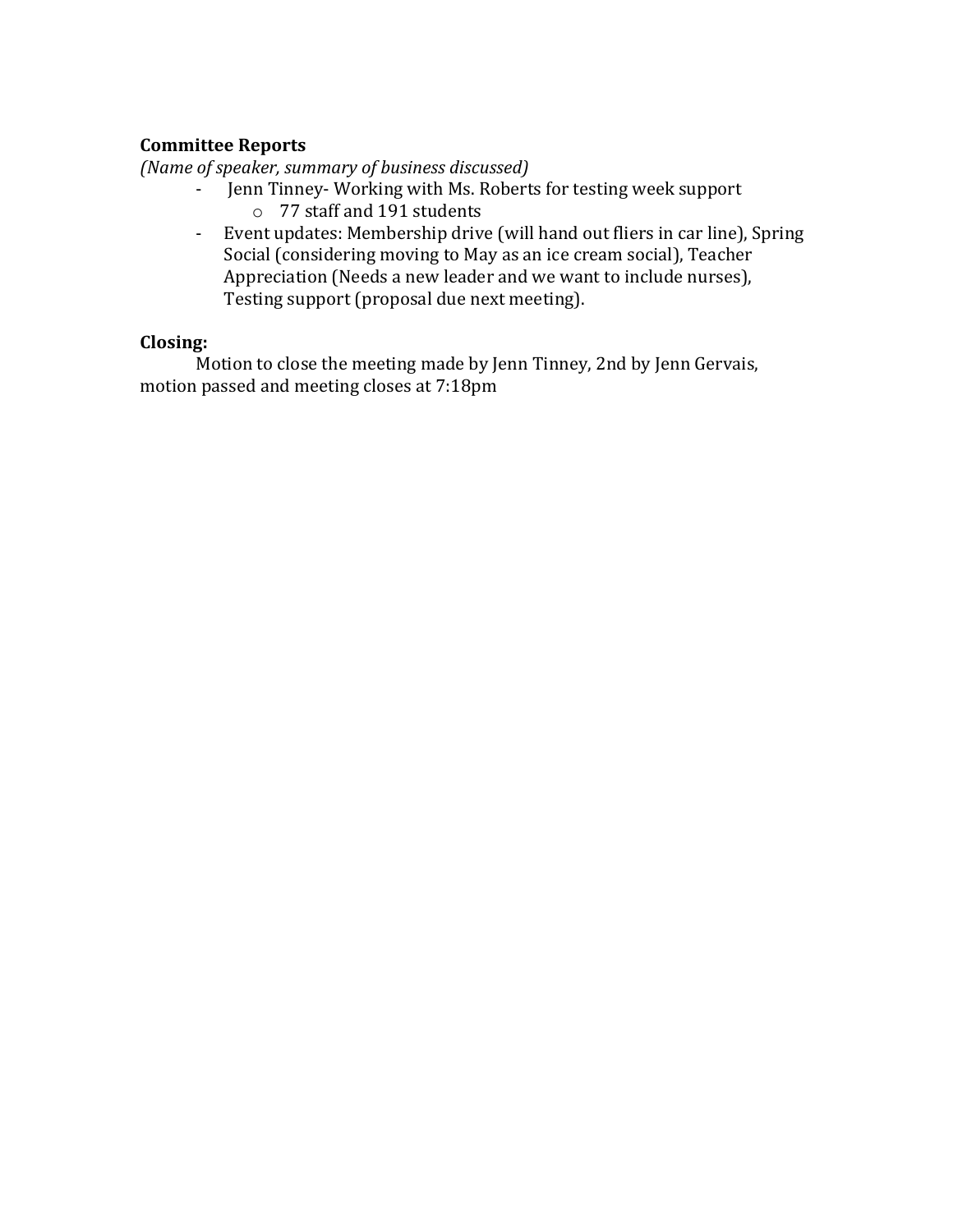**Committee Reports**

*(Name of speaker, summary of business discussed)*

- Jenn Tinney- Working with Ms. Roberts for testing week support
    - 77 staff and 191 students
- Event updates: Membership drive (will hand out fliers in car line), Spring Social (considering moving to May as an ice cream social), Teacher Appreciation (Needs a new leader and we want to include nurses), Testing support (proposal due next meeting).

**Closing:**

Motion to close the meeting made by Jenn Tinney, 2nd by Jenn Gervais, motion passed and meeting closes at 7:18pm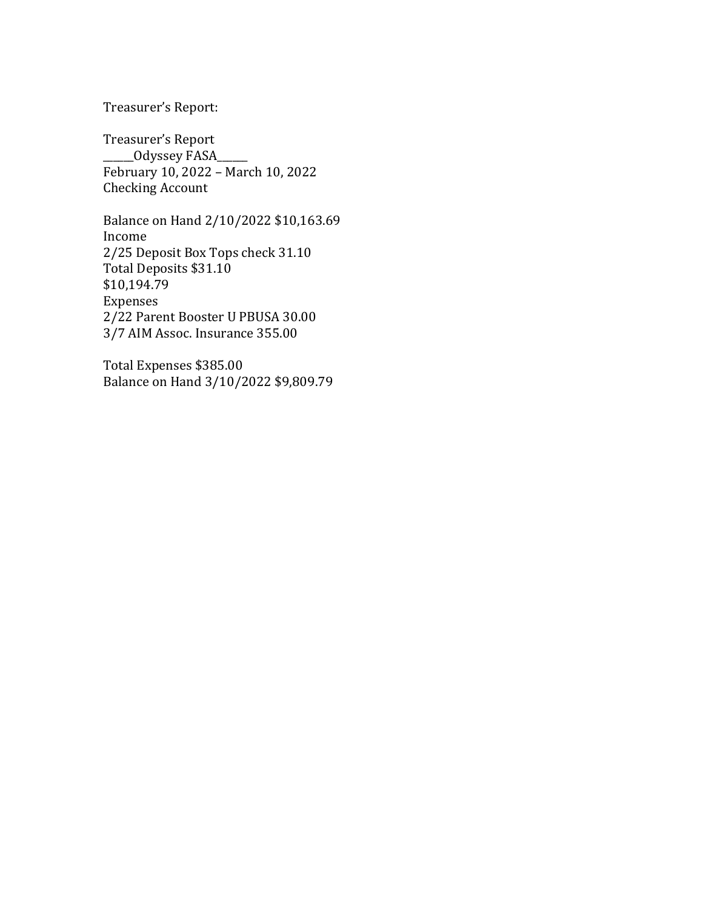Treasurer's Report:

Treasurer's Report
______Odyssey FASA______
February 10, 2022 – March 10, 2022
Checking Account

Balance on Hand 2/10/2022 $10,163.69
Income
2/25 Deposit Box Tops check 31.10
Total Deposits $31.10
$10,194.79
Expenses
2/22 Parent Booster U PBUSA 30.00
3/7 AIM Assoc. Insurance 355.00

Total Expenses $385.00
Balance on Hand 3/10/2022 $9,809.79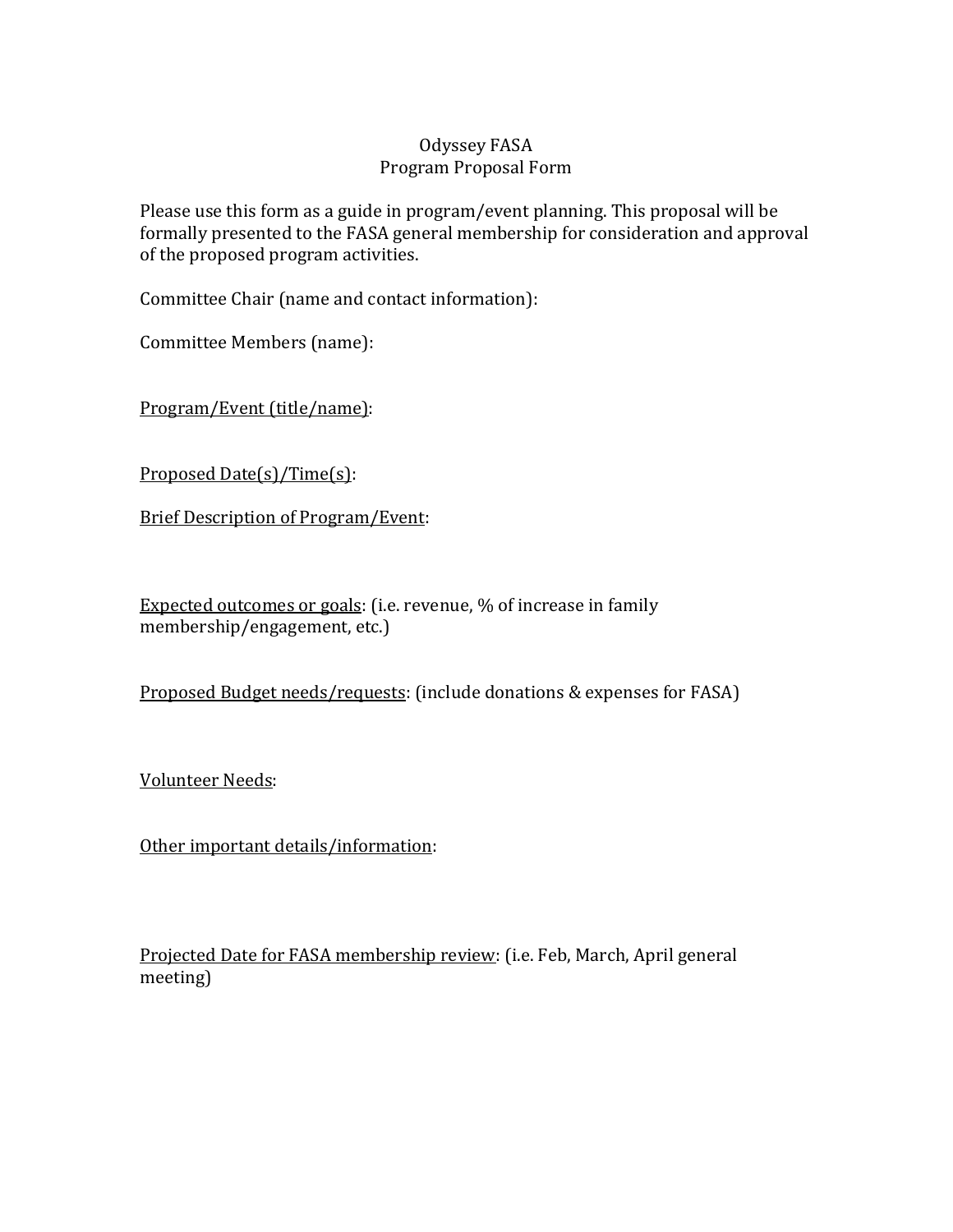# Odyssey FASA
## Program Proposal Form

Please use this form as a guide in program/event planning. This proposal will be formally presented to the FASA general membership for consideration and approval of the proposed program activities.

Committee Chair (name and contact information):

Committee Members (name):

<u>Program/Event (title/name)</u>:

<u>Proposed Date(s)/Time(s)</u>:

<u>Brief Description of Program/Event</u>:

<u>Expected outcomes or goals</u>: (i.e. revenue, % of increase in family membership/engagement, etc.)

<u>Proposed Budget needs/requests</u>: (include donations & expenses for FASA)

<u>Volunteer Needs</u>:

<u>Other important details/information</u>:

<u>Projected Date for FASA membership review</u>: (i.e. Feb, March, April general meeting)